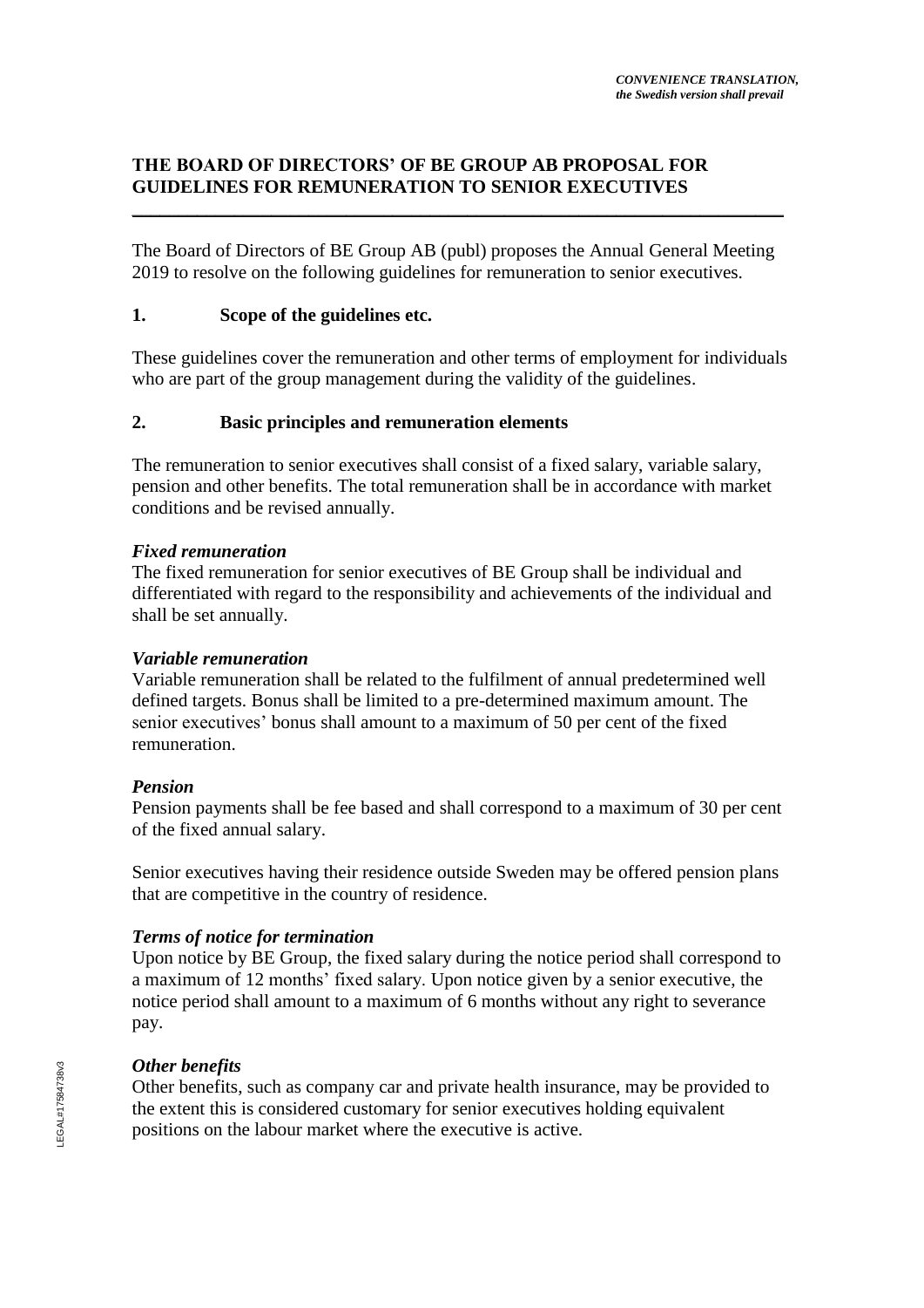*CONVENIENCE TRANSLATION,*
*the Swedish version shall prevail*

# THE BOARD OF DIRECTORS' OF BE GROUP AB PROPOSAL FOR GUIDELINES FOR REMUNERATION TO SENIOR EXECUTIVES

The Board of Directors of BE Group AB (publ) proposes the Annual General Meeting 2019 to resolve on the following guidelines for remuneration to senior executives.

## 1. Scope of the guidelines etc.

These guidelines cover the remuneration and other terms of employment for individuals who are part of the group management during the validity of the guidelines.

## 2. Basic principles and remuneration elements

The remuneration to senior executives shall consist of a fixed salary, variable salary, pension and other benefits. The total remuneration shall be in accordance with market conditions and be revised annually.

***Fixed remuneration***
The fixed remuneration for senior executives of BE Group shall be individual and differentiated with regard to the responsibility and achievements of the individual and shall be set annually.

***Variable remuneration***
Variable remuneration shall be related to the fulfilment of annual predetermined well defined targets. Bonus shall be limited to a pre-determined maximum amount. The senior executives' bonus shall amount to a maximum of 50 per cent of the fixed remuneration.

***Pension***
Pension payments shall be fee based and shall correspond to a maximum of 30 per cent of the fixed annual salary.

Senior executives having their residence outside Sweden may be offered pension plans that are competitive in the country of residence.

***Terms of notice for termination***
Upon notice by BE Group, the fixed salary during the notice period shall correspond to a maximum of 12 months' fixed salary. Upon notice given by a senior executive, the notice period shall amount to a maximum of 6 months without any right to severance pay.

***Other benefits***
Other benefits, such as company car and private health insurance, may be provided to the extent this is considered customary for senior executives holding equivalent positions on the labour market where the executive is active.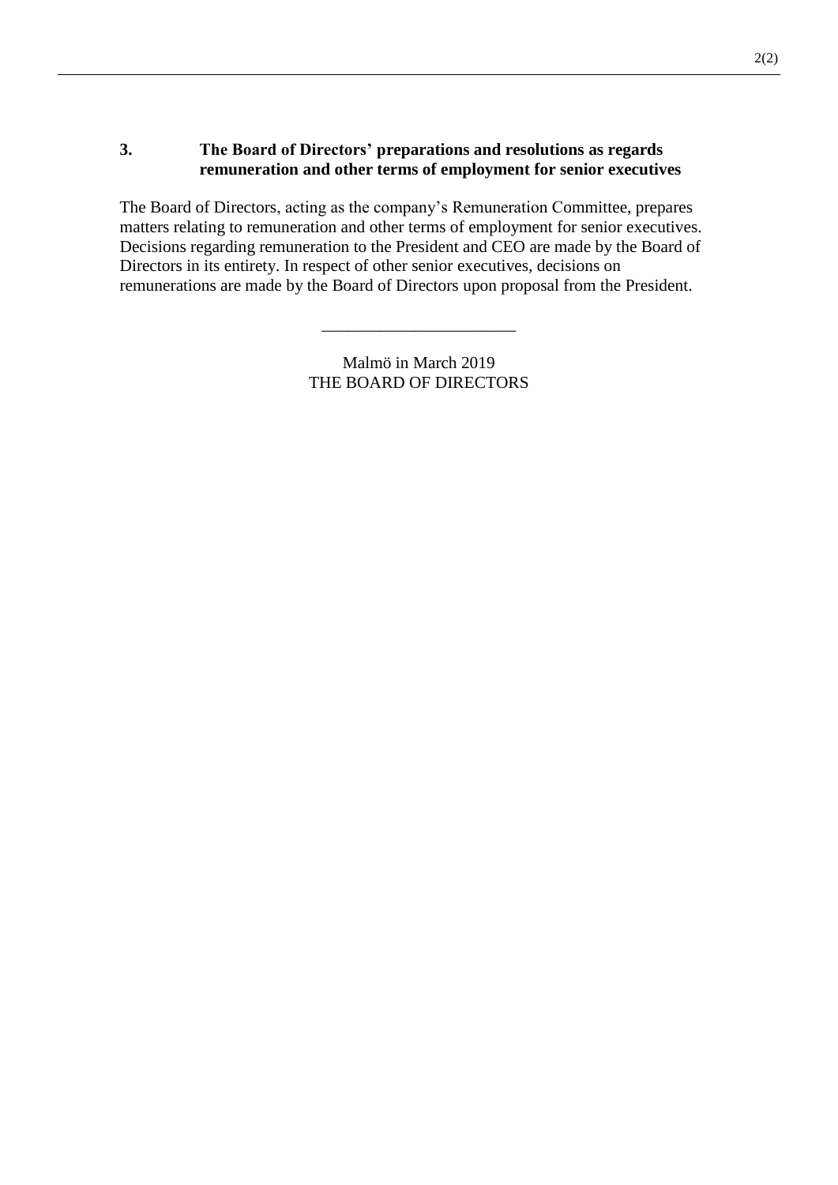## 3. The Board of Directors' preparations and resolutions as regards remuneration and other terms of employment for senior executives

The Board of Directors, acting as the company's Remuneration Committee, prepares matters relating to remuneration and other terms of employment for senior executives. Decisions regarding remuneration to the President and CEO are made by the Board of Directors in its entirety. In respect of other senior executives, decisions on remunerations are made by the Board of Directors upon proposal from the President.

---

Malmö in March 2019
THE BOARD OF DIRECTORS